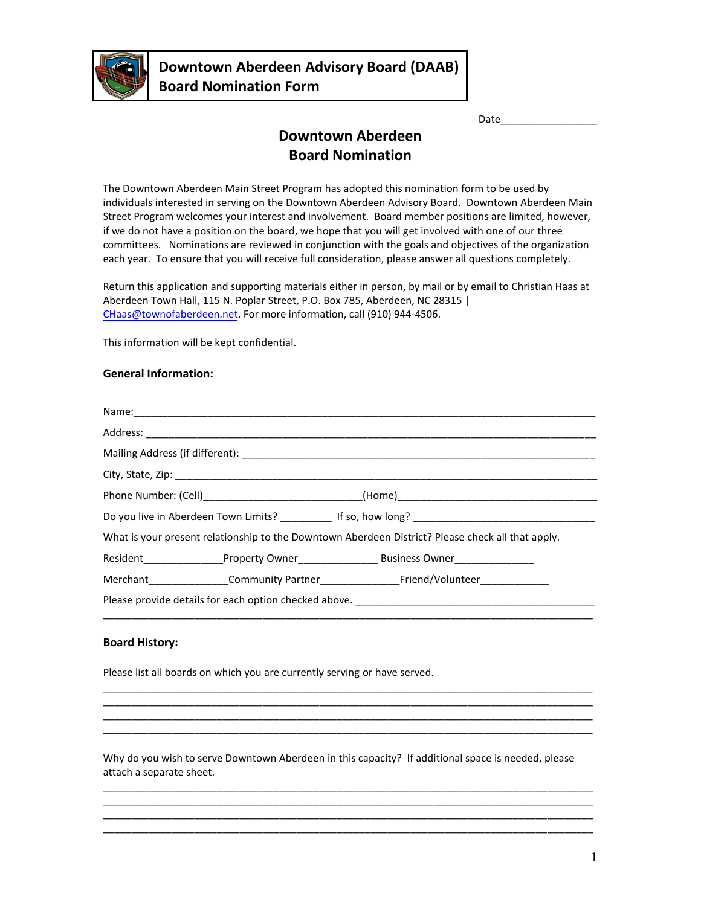# Downtown Aberdeen Advisory Board (DAAB) Board Nomination Form

Date_________________

## Downtown Aberdeen Board Nomination

The Downtown Aberdeen Main Street Program has adopted this nomination form to be used by individuals interested in serving on the Downtown Aberdeen Advisory Board. Downtown Aberdeen Main Street Program welcomes your interest and involvement. Board member positions are limited, however, if we do not have a position on the board, we hope that you will get involved with one of our three committees. Nominations are reviewed in conjunction with the goals and objectives of the organization each year. To ensure that you will receive full consideration, please answer all questions completely.

Return this application and supporting materials either in person, by mail or by email to Christian Haas at Aberdeen Town Hall, 115 N. Poplar Street, P.O. Box 785, Aberdeen, NC 28315 | CHaas@townofaberdeen.net. For more information, call (910) 944-4506.

This information will be kept confidential.

### General Information:

Name:___________________________________________________________________________

Address: _________________________________________________________________________

Mailing Address (if different): ______________________________________________________

City, State, Zip: ___________________________________________________________________

Phone Number: (Cell)___________________________(Home)___________________________________

Do you live in Aberdeen Town Limits? _________ If so, how long? _______________________________

What is your present relationship to the Downtown Aberdeen District? Please check all that apply.

Resident______________Property Owner______________ Business Owner______________

Merchant______________Community Partner______________Friend/Volunteer____________

Please provide details for each option checked above. _________________________________________
_____________________________________________________________________________________

### Board History:

Please list all boards on which you are currently serving or have served.

_____________________________________________________________________________________
_____________________________________________________________________________________
_____________________________________________________________________________________
_____________________________________________________________________________________

Why do you wish to serve Downtown Aberdeen in this capacity? If additional space is needed, please attach a separate sheet.

_____________________________________________________________________________________
_____________________________________________________________________________________
_____________________________________________________________________________________
_____________________________________________________________________________________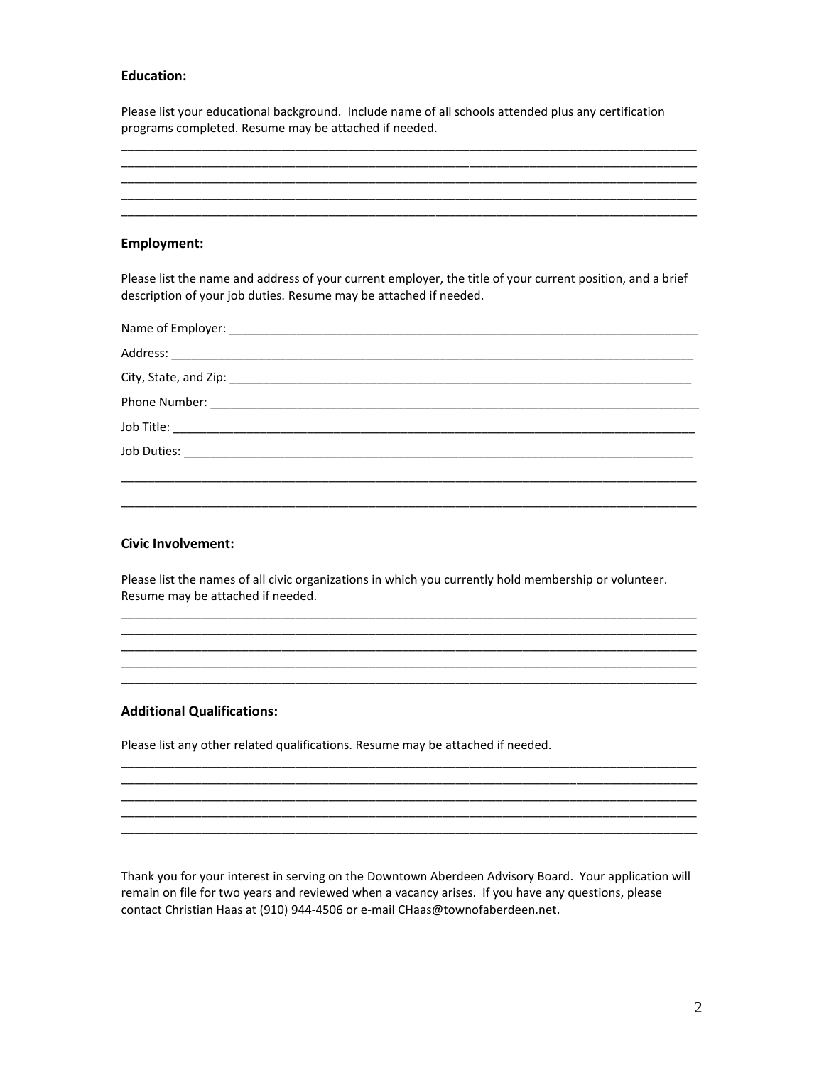**Education:**

Please list your educational background. Include name of all schools attended plus any certification programs completed. Resume may be attached if needed.

_______________________________________________________________________________________
_______________________________________________________________________________________
_______________________________________________________________________________________
_______________________________________________________________________________________
_______________________________________________________________________________________

**Employment:**

Please list the name and address of your current employer, the title of your current position, and a brief description of your job duties. Resume may be attached if needed.

Name of Employer: _______________________________________________________________________

Address: _______________________________________________________________________________

City, State, and Zip: _____________________________________________________________________

Phone Number: __________________________________________________________________________

Job Title: ______________________________________________________________________________

Job Duties: _____________________________________________________________________________

_______________________________________________________________________________________

_______________________________________________________________________________________

**Civic Involvement:**

Please list the names of all civic organizations in which you currently hold membership or volunteer. Resume may be attached if needed.

_______________________________________________________________________________________
_______________________________________________________________________________________
_______________________________________________________________________________________
_______________________________________________________________________________________
_______________________________________________________________________________________

**Additional Qualifications:**

Please list any other related qualifications. Resume may be attached if needed.

_______________________________________________________________________________________
_______________________________________________________________________________________
_______________________________________________________________________________________
_______________________________________________________________________________________
_______________________________________________________________________________________

Thank you for your interest in serving on the Downtown Aberdeen Advisory Board. Your application will remain on file for two years and reviewed when a vacancy arises. If you have any questions, please contact Christian Haas at (910) 944-4506 or e-mail CHaas@townofaberdeen.net.